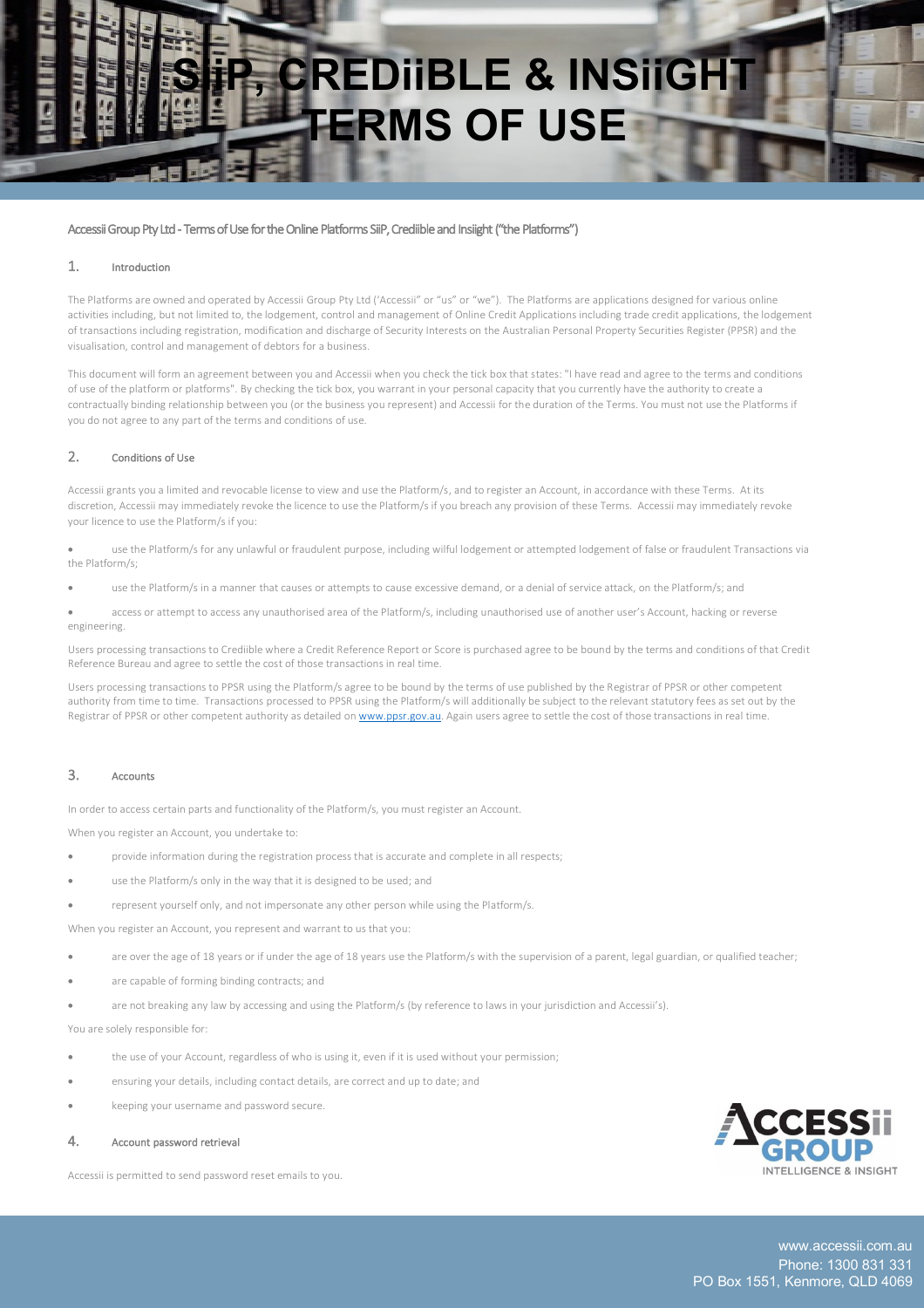# SiiP, CREDiiBLE & INSiiGHT TERMS OF USE

Accessii Group Pty Ltd - Terms of Use for the Online Platforms SiiP, Crediible and Insiight ("the Platforms")

## 1. Introduction

The Platforms are owned and operated by Accessii Group Pty Ltd ('Accessii" or "us" or "we"). The Platforms are applications designed for various online activities including, but not limited to, the lodgement, control and management of Online Credit Applications including trade credit applications, the lodgement of transactions including registration, modification and discharge of Security Interests on the Australian Personal Property Securities Register (PPSR) and the visualisation, control and management of debtors for a business.

This document will form an agreement between you and Accessii when you check the tick box that states: "I have read and agree to the terms and conditions of use of the platform or platforms". By checking the tick box, you warrant in your personal capacity that you currently have the authority to create a contractually binding relationship between you (or the business you represent) and Accessii for the duration of the Terms. You must not use the Platforms if you do not agree to any part of the terms and conditions of use.

## 2. Conditions of Use

Accessii grants you a limited and revocable license to view and use the Platform/s, and to register an Account, in accordance with these Terms. At its discretion, Accessii may immediately revoke the licence to use the Platform/s if you breach any provision of these Terms. Accessii may immediately revoke your licence to use the Platform/s if you:

- use the Platform/s for any unlawful or fraudulent purpose, including wilful lodgement or attempted lodgement of false or fraudulent Transactions via the Platform/s;
- use the Platform/s in a manner that causes or attempts to cause excessive demand, or a denial of service attack, on the Platform/s; and
- access or attempt to access any unauthorised area of the Platform/s, including unauthorised use of another user's Account, hacking or reverse engineering.

Users processing transactions to Crediible where a Credit Reference Report or Score is purchased agree to be bound by the terms and conditions of that Credit Reference Bureau and agree to settle the cost of those transactions in real time.

Users processing transactions to PPSR using the Platform/s agree to be bound by the terms of use published by the Registrar of PPSR or other competent authority from time to time. Transactions processed to PPSR using the Platform/s will additionally be subject to the relevant statutory fees as set out by the Registrar of PPSR or other competent authority as detailed on www.ppsr.gov.au. Again users agree to settle the cost of those transactions in real time.

## 3. Accounts

In order to access certain parts and functionality of the Platform/s, you must register an Account.

When you register an Account, you undertake to:

- provide information during the registration process that is accurate and complete in all respects;
- use the Platform/s only in the way that it is designed to be used; and
- represent yourself only, and not impersonate any other person while using the Platform/s.

When you register an Account, you represent and warrant to us that you:

- are over the age of 18 years or if under the age of 18 years use the Platform/s with the supervision of a parent, legal guardian, or qualified teacher;
- are capable of forming binding contracts; and
- are not breaking any law by accessing and using the Platform/s (by reference to laws in your jurisdiction and Accessii's).

You are solely responsible for:

- the use of your Account, regardless of who is using it, even if it is used without your permission;
- ensuring your details, including contact details, are correct and up to date; and
- keeping your username and password secure.

## 4. Account password retrieval

Accessii is permitted to send password reset emails to you.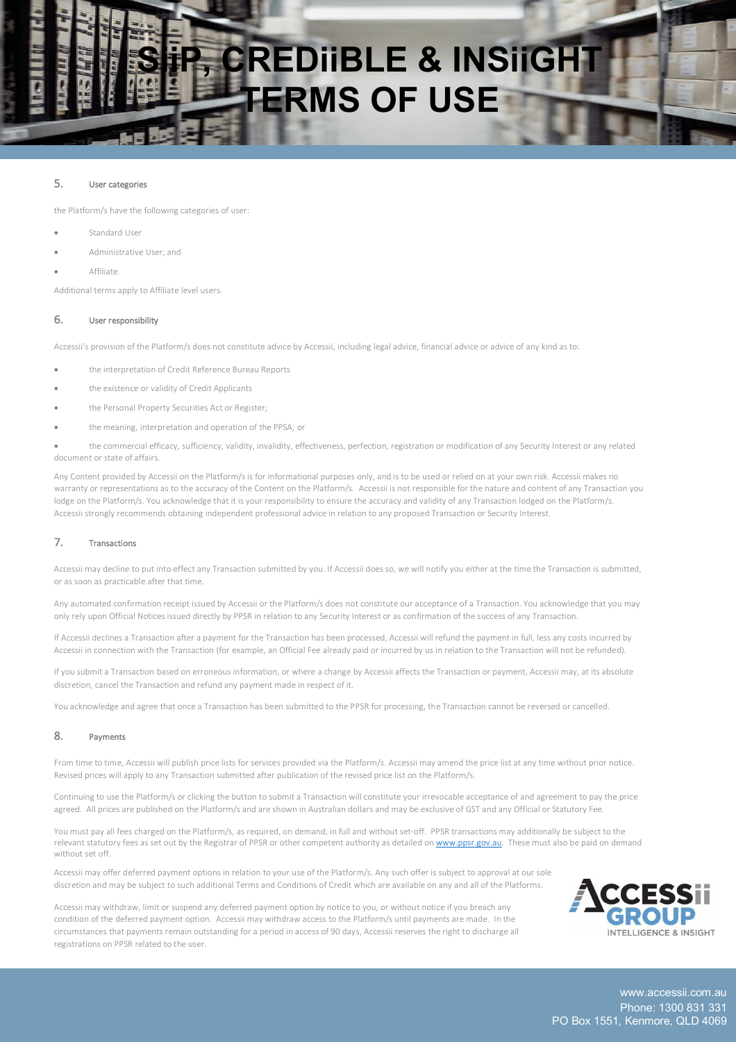## 5. User categories

the Platform/s have the following categories of user:

- Standard User
- Administrative User; and
- Affiliate.

Additional terms apply to Affiliate level users.

## 6. User responsibility

Accessii's provision of the Platform/s does not constitute advice by Accessii, including legal advice, financial advice or advice of any kind as to:

- the interpretation of Credit Reference Bureau Reports
- the existence or validity of Credit Applicants
- the Personal Property Securities Act or Register;
- the meaning, interpretation and operation of the PPSA; or
- the commercial efficacy, sufficiency, validity, invalidity, effectiveness, perfection, registration or modification of any Security Interest or any related document or state of affairs.

Any Content provided by Accessii on the Platform/s is for informational purposes only, and is to be used or relied on at your own risk. Accessii makes no warranty or representations as to the accuracy of the Content on the Platform/s. Accessii is not responsible for the nature and content of any Transaction you lodge on the Platform/s. You acknowledge that it is your responsibility to ensure the accuracy and validity of any Transaction lodged on the Platform/s. Accessii strongly recommends obtaining independent professional advice in relation to any proposed Transaction or Security Interest.

## 7. Transactions

Accessii may decline to put into effect any Transaction submitted by you. If Accessii does so, we will notify you either at the time the Transaction is submitted, or as soon as practicable after that time.

Any automated confirmation receipt issued by Accessii or the Platform/s does not constitute our acceptance of a Transaction. You acknowledge that you may only rely upon Official Notices issued directly by PPSR in relation to any Security Interest or as confirmation of the success of any Transaction.

If Accessii declines a Transaction after a payment for the Transaction has been processed, Accessii will refund the payment in full, less any costs incurred by Accessii in connection with the Transaction (for example, an Official Fee already paid or incurred by us in relation to the Transaction will not be refunded).

If you submit a Transaction based on erroneous information, or where a change by Accessii affects the Transaction or payment, Accessii may, at its absolute discretion, cancel the Transaction and refund any payment made in respect of it.

You acknowledge and agree that once a Transaction has been submitted to the PPSR for processing, the Transaction cannot be reversed or cancelled.

## 8. Payments

From time to time, Accessii will publish price lists for services provided via the Platform/s. Accessii may amend the price list at any time without prior notice. Revised prices will apply to any Transaction submitted after publication of the revised price list on the Platform/s.

Continuing to use the Platform/s or clicking the button to submit a Transaction will constitute your irrevocable acceptance of and agreement to pay the price agreed. All prices are published on the Platform/s and are shown in Australian dollars and may be exclusive of GST and any Official or Statutory Fee.

You must pay all fees charged on the Platform/s, as required, on demand, in full and without set-off. PPSR transactions may additionally be subject to the relevant statutory fees as set out by the Registrar of PPSR or other competent authority as detailed on www.ppsr.gov.au. These must also be paid on demand without set off.

Accessii may offer deferred payment options in relation to your use of the Platform/s. Any such offer is subject to approval at our sole discretion and may be subject to such additional Terms and Conditions of Credit which are available on any and all of the Platforms.

Accessii may withdraw, limit or suspend any deferred payment option by notice to you, or without notice if you breach any condition of the deferred payment option. Accessii may withdraw access to the Platform/s until payments are made. In the circumstances that payments remain outstanding for a period in access of 90 days, Accessii reserves the right to discharge all registrations on PPSR related to the user.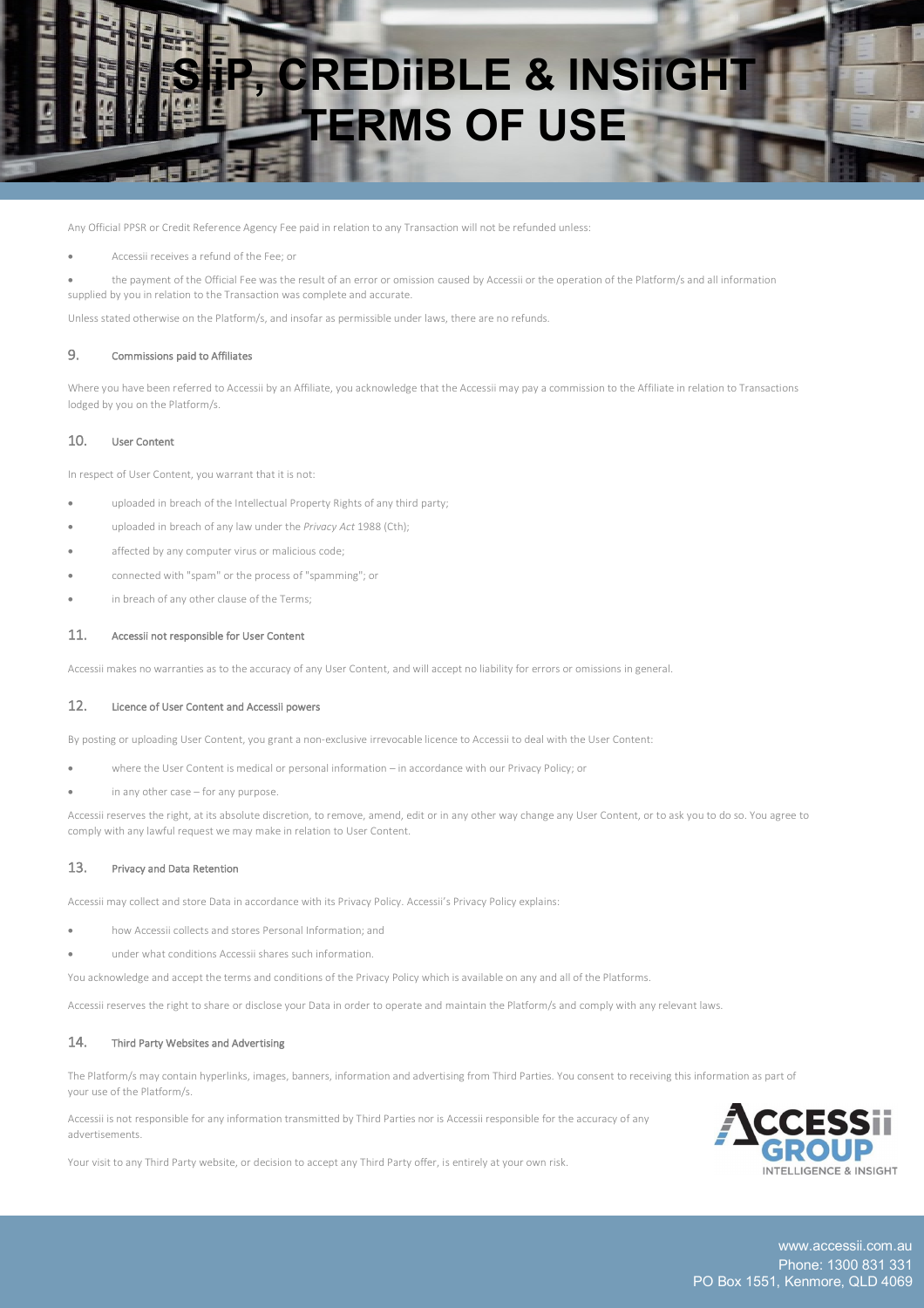Any Official PPSR or Credit Reference Agency Fee paid in relation to any Transaction will not be refunded unless:

- Accessii receives a refund of the Fee; or
- the payment of the Official Fee was the result of an error or omission caused by Accessii or the operation of the Platform/s and all information supplied by you in relation to the Transaction was complete and accurate.

Unless stated otherwise on the Platform/s, and insofar as permissible under laws, there are no refunds.

## 9. Commissions paid to Affiliates

Where you have been referred to Accessii by an Affiliate, you acknowledge that the Accessii may pay a commission to the Affiliate in relation to Transactions lodged by you on the Platform/s.

## 10. User Content

In respect of User Content, you warrant that it is not:

- uploaded in breach of the Intellectual Property Rights of any third party;
- uploaded in breach of any law under the *Privacy Act* 1988 (Cth);
- affected by any computer virus or malicious code;
- connected with "spam" or the process of "spamming"; or
- in breach of any other clause of the Terms;

## 11. Accessii not responsible for User Content

Accessii makes no warranties as to the accuracy of any User Content, and will accept no liability for errors or omissions in general.

## 12. Licence of User Content and Accessii powers

By posting or uploading User Content, you grant a non-exclusive irrevocable licence to Accessii to deal with the User Content:

- where the User Content is medical or personal information – in accordance with our Privacy Policy; or
- in any other case – for any purpose.

Accessii reserves the right, at its absolute discretion, to remove, amend, edit or in any other way change any User Content, or to ask you to do so. You agree to comply with any lawful request we may make in relation to User Content.

## 13. Privacy and Data Retention

Accessii may collect and store Data in accordance with its Privacy Policy. Accessii's Privacy Policy explains:

- how Accessii collects and stores Personal Information; and
- under what conditions Accessii shares such information.

You acknowledge and accept the terms and conditions of the Privacy Policy which is available on any and all of the Platforms.

Accessii reserves the right to share or disclose your Data in order to operate and maintain the Platform/s and comply with any relevant laws.

## 14. Third Party Websites and Advertising

The Platform/s may contain hyperlinks, images, banners, information and advertising from Third Parties. You consent to receiving this information as part of your use of the Platform/s.

Accessii is not responsible for any information transmitted by Third Parties nor is Accessii responsible for the accuracy of any advertisements.

Your visit to any Third Party website, or decision to accept any Third Party offer, is entirely at your own risk.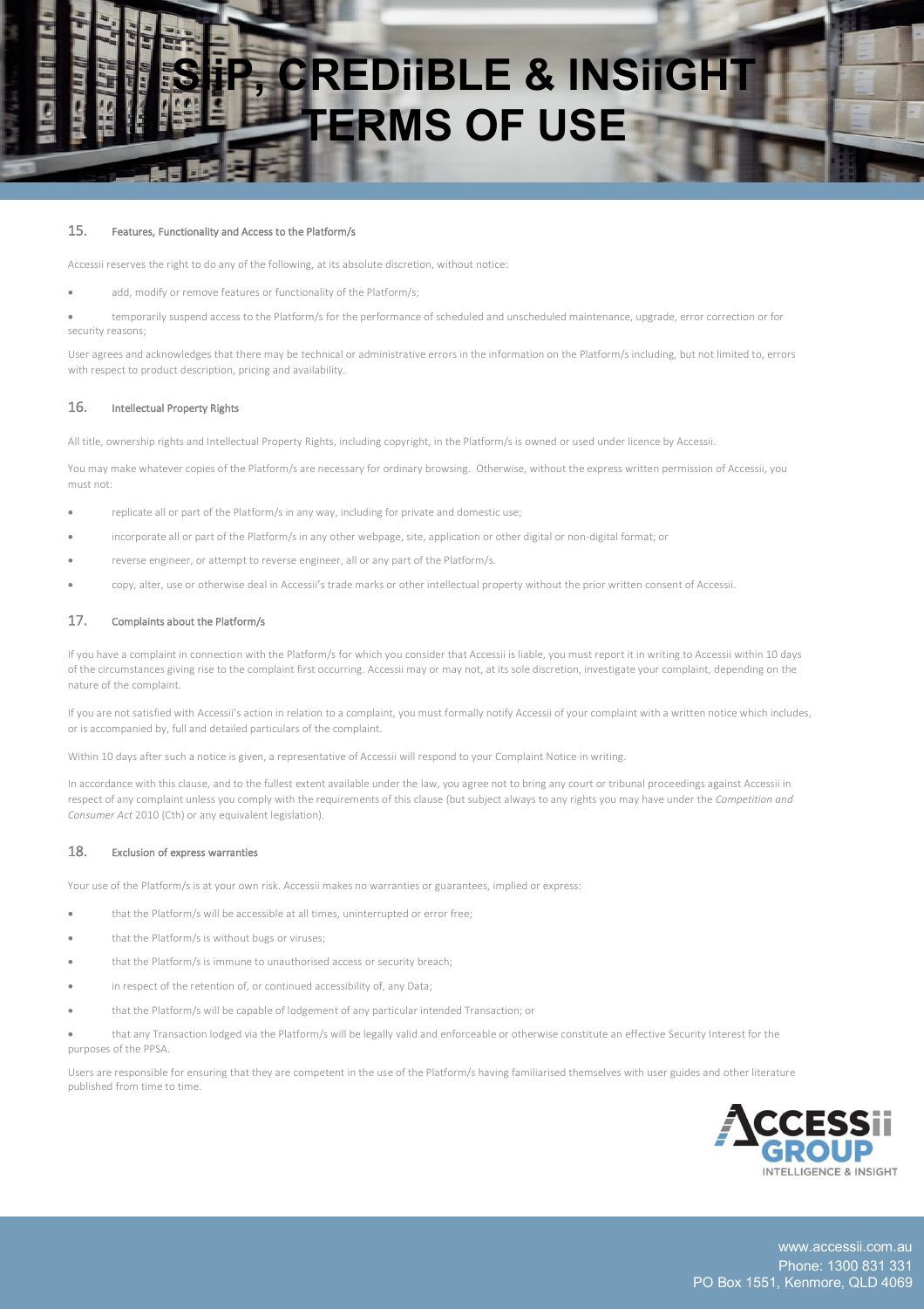## 15. Features, Functionality and Access to the Platform/s

Accessii reserves the right to do any of the following, at its absolute discretion, without notice:

- add, modify or remove features or functionality of the Platform/s;
- temporarily suspend access to the Platform/s for the performance of scheduled and unscheduled maintenance, upgrade, error correction or for security reasons;

User agrees and acknowledges that there may be technical or administrative errors in the information on the Platform/s including, but not limited to, errors with respect to product description, pricing and availability.

## 16. Intellectual Property Rights

All title, ownership rights and Intellectual Property Rights, including copyright, in the Platform/s is owned or used under licence by Accessii.

You may make whatever copies of the Platform/s are necessary for ordinary browsing. Otherwise, without the express written permission of Accessii, you must not:

- replicate all or part of the Platform/s in any way, including for private and domestic use;
- incorporate all or part of the Platform/s in any other webpage, site, application or other digital or non-digital format; or
- reverse engineer, or attempt to reverse engineer, all or any part of the Platform/s.
- copy, alter, use or otherwise deal in Accessii's trade marks or other intellectual property without the prior written consent of Accessii.

## 17. Complaints about the Platform/s

If you have a complaint in connection with the Platform/s for which you consider that Accessii is liable, you must report it in writing to Accessii within 10 days of the circumstances giving rise to the complaint first occurring. Accessii may or may not, at its sole discretion, investigate your complaint, depending on the nature of the complaint.

If you are not satisfied with Accessii's action in relation to a complaint, you must formally notify Accessii of your complaint with a written notice which includes, or is accompanied by, full and detailed particulars of the complaint.

Within 10 days after such a notice is given, a representative of Accessii will respond to your Complaint Notice in writing.

In accordance with this clause, and to the fullest extent available under the law, you agree not to bring any court or tribunal proceedings against Accessii in respect of any complaint unless you comply with the requirements of this clause (but subject always to any rights you may have under the *Competition and Consumer Act* 2010 (Cth) or any equivalent legislation).

## 18. Exclusion of express warranties

Your use of the Platform/s is at your own risk. Accessii makes no warranties or guarantees, implied or express:

- that the Platform/s will be accessible at all times, uninterrupted or error free;
- that the Platform/s is without bugs or viruses;
- that the Platform/s is immune to unauthorised access or security breach;
- in respect of the retention of, or continued accessibility of, any Data;
- that the Platform/s will be capable of lodgement of any particular intended Transaction; or
- that any Transaction lodged via the Platform/s will be legally valid and enforceable or otherwise constitute an effective Security Interest for the purposes of the PPSA.

Users are responsible for ensuring that they are competent in the use of the Platform/s having familiarised themselves with user guides and other literature published from time to time.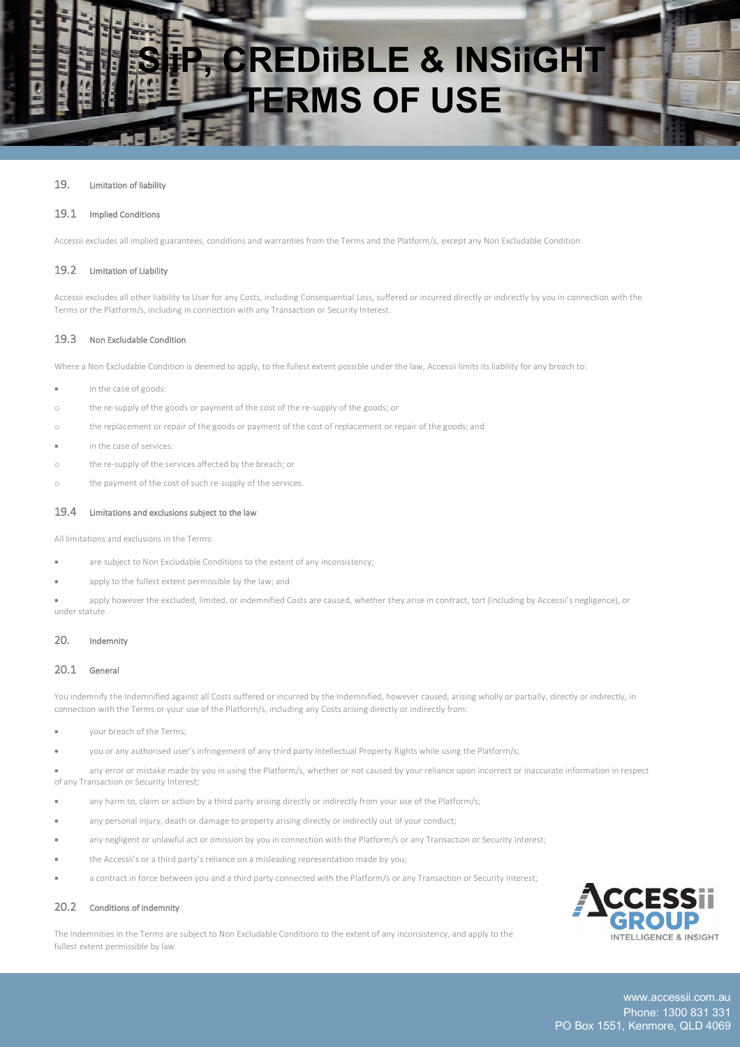## 19. Limitation of liability

### 19.1 Implied Conditions

Accessii excludes all implied guarantees, conditions and warranties from the Terms and the Platform/s, except any Non Excludable Condition.

### 19.2 Limitation of Liability

Accessii excludes all other liability to User for any Costs, including Consequential Loss, suffered or incurred directly or indirectly by you in connection with the Terms or the Platform/s, including in connection with any Transaction or Security Interest.

### 19.3 Non Excludable Condition

Where a Non Excludable Condition is deemed to apply, to the fullest extent possible under the law, Accessii limits its liability for any breach to:

- in the case of goods:
  - the re-supply of the goods or payment of the cost of the re-supply of the goods; or
  - the replacement or repair of the goods or payment of the cost of replacement or repair of the goods; and
- in the case of services:
  - the re-supply of the services affected by the breach; or
  - the payment of the cost of such re-supply of the services.

### 19.4 Limitations and exclusions subject to the law

All limitations and exclusions in the Terms:

- are subject to Non Excludable Conditions to the extent of any inconsistency;
- apply to the fullest extent permissible by the law; and
- apply however the excluded, limited, or indemnified Costs are caused, whether they arise in contract, tort (including by Accessii's negligence), or under statute.

## 20. Indemnity

### 20.1 General

You indemnify the Indemnified against all Costs suffered or incurred by the Indemnified, however caused, arising wholly or partially, directly or indirectly, in connection with the Terms or your use of the Platform/s, including any Costs arising directly or indirectly from:

- your breach of the Terms;
- you or any authorised user's infringement of any third party Intellectual Property Rights while using the Platform/s;
- any error or mistake made by you in using the Platform/s, whether or not caused by your reliance upon incorrect or inaccurate information in respect of any Transaction or Security Interest;
- any harm to, claim or action by a third party arising directly or indirectly from your use of the Platform/s;
- any personal injury, death or damage to property arising directly or indirectly out of your conduct;
- any negligent or unlawful act or omission by you in connection with the Platform/s or any Transaction or Security Interest;
- the Accessii's or a third party's reliance on a misleading representation made by you;
- a contract in force between you and a third party connected with the Platform/s or any Transaction or Security Interest;

### 20.2 Conditions of indemnity

The Indemnities in the Terms are subject to Non Excludable Conditions to the extent of any inconsistency, and apply to the fullest extent permissible by law.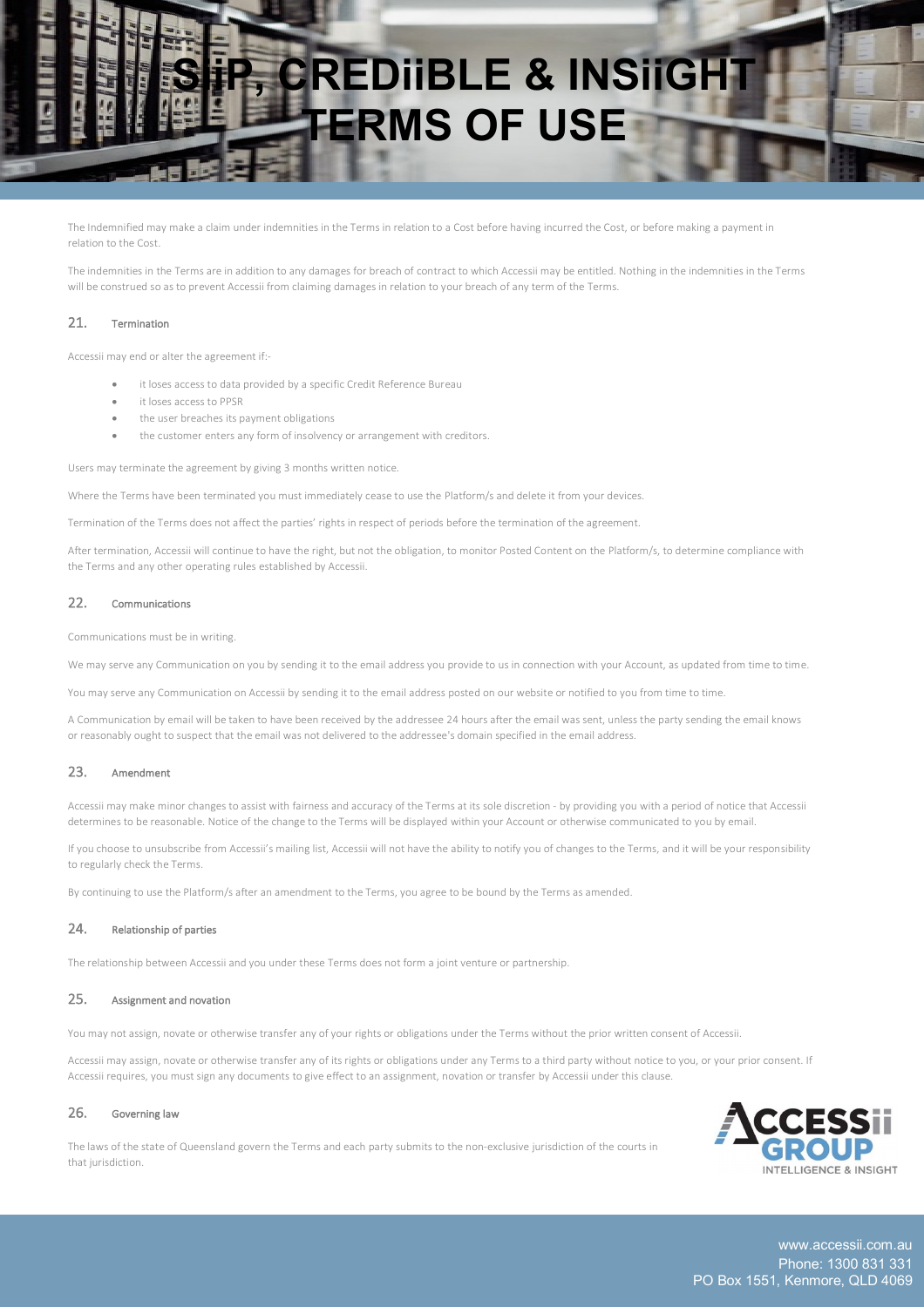The Indemnified may make a claim under indemnities in the Terms in relation to a Cost before having incurred the Cost, or before making a payment in relation to the Cost.

The indemnities in the Terms are in addition to any damages for breach of contract to which Accessii may be entitled. Nothing in the indemnities in the Terms will be construed so as to prevent Accessii from claiming damages in relation to your breach of any term of the Terms.

## 21. Termination

Accessii may end or alter the agreement if:-

- it loses access to data provided by a specific Credit Reference Bureau
- it loses access to PPSR
- the user breaches its payment obligations
- the customer enters any form of insolvency or arrangement with creditors.

Users may terminate the agreement by giving 3 months written notice.

Where the Terms have been terminated you must immediately cease to use the Platform/s and delete it from your devices.

Termination of the Terms does not affect the parties' rights in respect of periods before the termination of the agreement.

After termination, Accessii will continue to have the right, but not the obligation, to monitor Posted Content on the Platform/s, to determine compliance with the Terms and any other operating rules established by Accessii.

## 22. Communications

Communications must be in writing.

We may serve any Communication on you by sending it to the email address you provide to us in connection with your Account, as updated from time to time.

You may serve any Communication on Accessii by sending it to the email address posted on our website or notified to you from time to time.

A Communication by email will be taken to have been received by the addressee 24 hours after the email was sent, unless the party sending the email knows or reasonably ought to suspect that the email was not delivered to the addressee's domain specified in the email address.

## 23. Amendment

Accessii may make minor changes to assist with fairness and accuracy of the Terms at its sole discretion - by providing you with a period of notice that Accessii determines to be reasonable. Notice of the change to the Terms will be displayed within your Account or otherwise communicated to you by email.

If you choose to unsubscribe from Accessii's mailing list, Accessii will not have the ability to notify you of changes to the Terms, and it will be your responsibility to regularly check the Terms.

By continuing to use the Platform/s after an amendment to the Terms, you agree to be bound by the Terms as amended.

## 24. Relationship of parties

The relationship between Accessii and you under these Terms does not form a joint venture or partnership.

## 25. Assignment and novation

You may not assign, novate or otherwise transfer any of your rights or obligations under the Terms without the prior written consent of Accessii.

Accessii may assign, novate or otherwise transfer any of its rights or obligations under any Terms to a third party without notice to you, or your prior consent. If Accessii requires, you must sign any documents to give effect to an assignment, novation or transfer by Accessii under this clause.

## 26. Governing law

The laws of the state of Queensland govern the Terms and each party submits to the non-exclusive jurisdiction of the courts in that jurisdiction.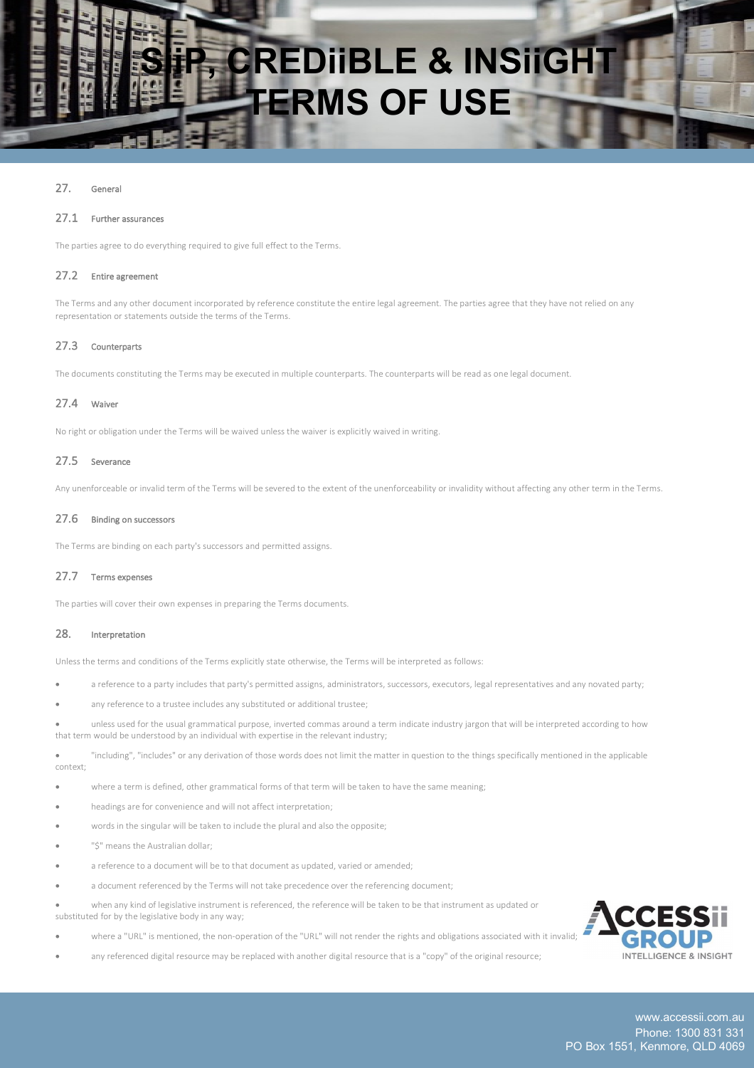## 27. General

### 27.1 Further assurances

The parties agree to do everything required to give full effect to the Terms.

### 27.2 Entire agreement

The Terms and any other document incorporated by reference constitute the entire legal agreement. The parties agree that they have not relied on any representation or statements outside the terms of the Terms.

### 27.3 Counterparts

The documents constituting the Terms may be executed in multiple counterparts. The counterparts will be read as one legal document.

### 27.4 Waiver

No right or obligation under the Terms will be waived unless the waiver is explicitly waived in writing.

### 27.5 Severance

Any unenforceable or invalid term of the Terms will be severed to the extent of the unenforceability or invalidity without affecting any other term in the Terms.

### 27.6 Binding on successors

The Terms are binding on each party's successors and permitted assigns.

### 27.7 Terms expenses

The parties will cover their own expenses in preparing the Terms documents.

## 28. Interpretation

Unless the terms and conditions of the Terms explicitly state otherwise, the Terms will be interpreted as follows:

- a reference to a party includes that party's permitted assigns, administrators, successors, executors, legal representatives and any novated party;
- any reference to a trustee includes any substituted or additional trustee;
- unless used for the usual grammatical purpose, inverted commas around a term indicate industry jargon that will be interpreted according to how that term would be understood by an individual with expertise in the relevant industry;
- "including", "includes" or any derivation of those words does not limit the matter in question to the things specifically mentioned in the applicable context;
- where a term is defined, other grammatical forms of that term will be taken to have the same meaning;
- headings are for convenience and will not affect interpretation;
- words in the singular will be taken to include the plural and also the opposite;
- "$" means the Australian dollar;
- a reference to a document will be to that document as updated, varied or amended;
- a document referenced by the Terms will not take precedence over the referencing document;
- when any kind of legislative instrument is referenced, the reference will be taken to be that instrument as updated or substituted for by the legislative body in any way;
- where a "URL" is mentioned, the non-operation of the "URL" will not render the rights and obligations associated with it invalid;
- any referenced digital resource may be replaced with another digital resource that is a "copy" of the original resource;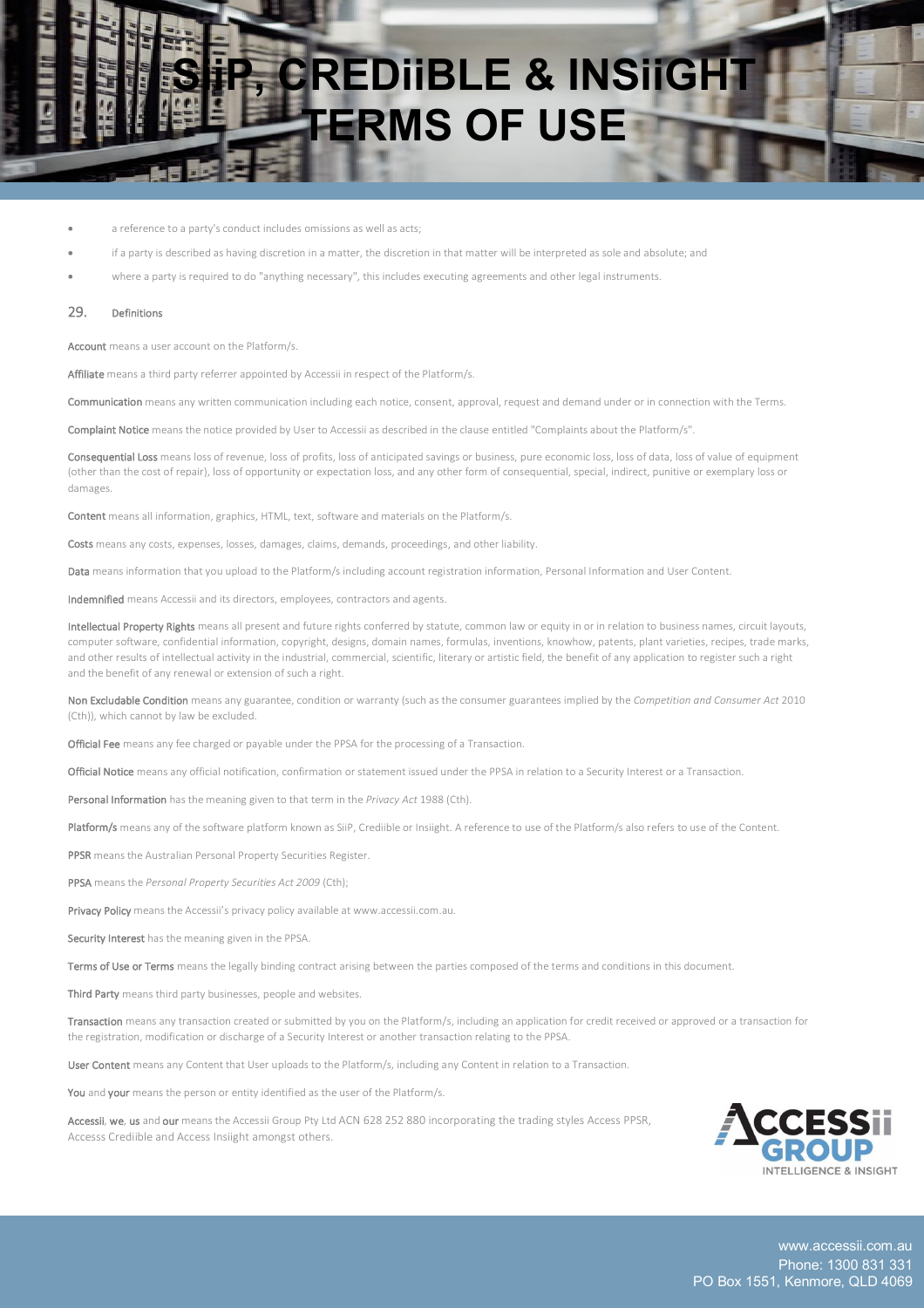- a reference to a party's conduct includes omissions as well as acts;
- if a party is described as having discretion in a matter, the discretion in that matter will be interpreted as sole and absolute; and
- where a party is required to do "anything necessary", this includes executing agreements and other legal instruments.

## 29. Definitions

**Account** means a user account on the Platform/s.

**Affiliate** means a third party referrer appointed by Accessii in respect of the Platform/s.

**Communication** means any written communication including each notice, consent, approval, request and demand under or in connection with the Terms.

**Complaint Notice** means the notice provided by User to Accessii as described in the clause entitled "Complaints about the Platform/s".

**Consequential Loss** means loss of revenue, loss of profits, loss of anticipated savings or business, pure economic loss, loss of data, loss of value of equipment (other than the cost of repair), loss of opportunity or expectation loss, and any other form of consequential, special, indirect, punitive or exemplary loss or damages.

**Content** means all information, graphics, HTML, text, software and materials on the Platform/s.

**Costs** means any costs, expenses, losses, damages, claims, demands, proceedings, and other liability.

**Data** means information that you upload to the Platform/s including account registration information, Personal Information and User Content.

**Indemnified** means Accessii and its directors, employees, contractors and agents.

**Intellectual Property Rights** means all present and future rights conferred by statute, common law or equity in or in relation to business names, circuit layouts, computer software, confidential information, copyright, designs, domain names, formulas, inventions, knowhow, patents, plant varieties, recipes, trade marks, and other results of intellectual activity in the industrial, commercial, scientific, literary or artistic field, the benefit of any application to register such a right and the benefit of any renewal or extension of such a right.

**Non Excludable Condition** means any guarantee, condition or warranty (such as the consumer guarantees implied by the *Competition and Consumer Act* 2010 (Cth)), which cannot by law be excluded.

**Official Fee** means any fee charged or payable under the PPSA for the processing of a Transaction.

**Official Notice** means any official notification, confirmation or statement issued under the PPSA in relation to a Security Interest or a Transaction.

**Personal Information** has the meaning given to that term in the *Privacy Act* 1988 (Cth).

**Platform/s** means any of the software platform known as SiiP, Crediible or Insiight. A reference to use of the Platform/s also refers to use of the Content.

**PPSR** means the Australian Personal Property Securities Register.

**PPSA** means the *Personal Property Securities Act 2009* (Cth);

**Privacy Policy** means the Accessii's privacy policy available at www.accessii.com.au.

**Security Interest** has the meaning given in the PPSA.

**Terms of Use or Terms** means the legally binding contract arising between the parties composed of the terms and conditions in this document.

**Third Party** means third party businesses, people and websites.

**Transaction** means any transaction created or submitted by you on the Platform/s, including an application for credit received or approved or a transaction for the registration, modification or discharge of a Security Interest or another transaction relating to the PPSA.

**User Content** means any Content that User uploads to the Platform/s, including any Content in relation to a Transaction.

**You** and **your** means the person or entity identified as the user of the Platform/s.

**Accessii**, **we**, **us** and **our** means the Accessii Group Pty Ltd ACN 628 252 880 incorporating the trading styles Access PPSR, Accesss Crediible and Access Insiight amongst others.